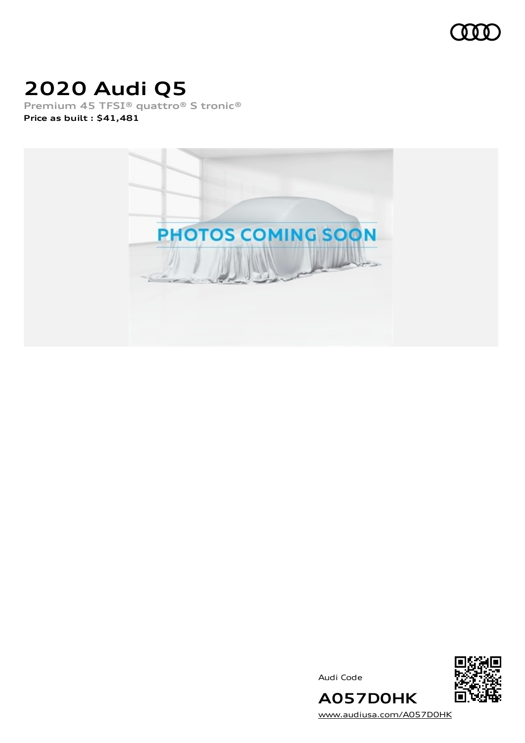# 2020 Audi Q5

Premium 45 TFSI® quattro® S tronic®

**Price as built : $41,481**

Audi Code

**A057D0HK**

www.audiusa.com/A057D0HK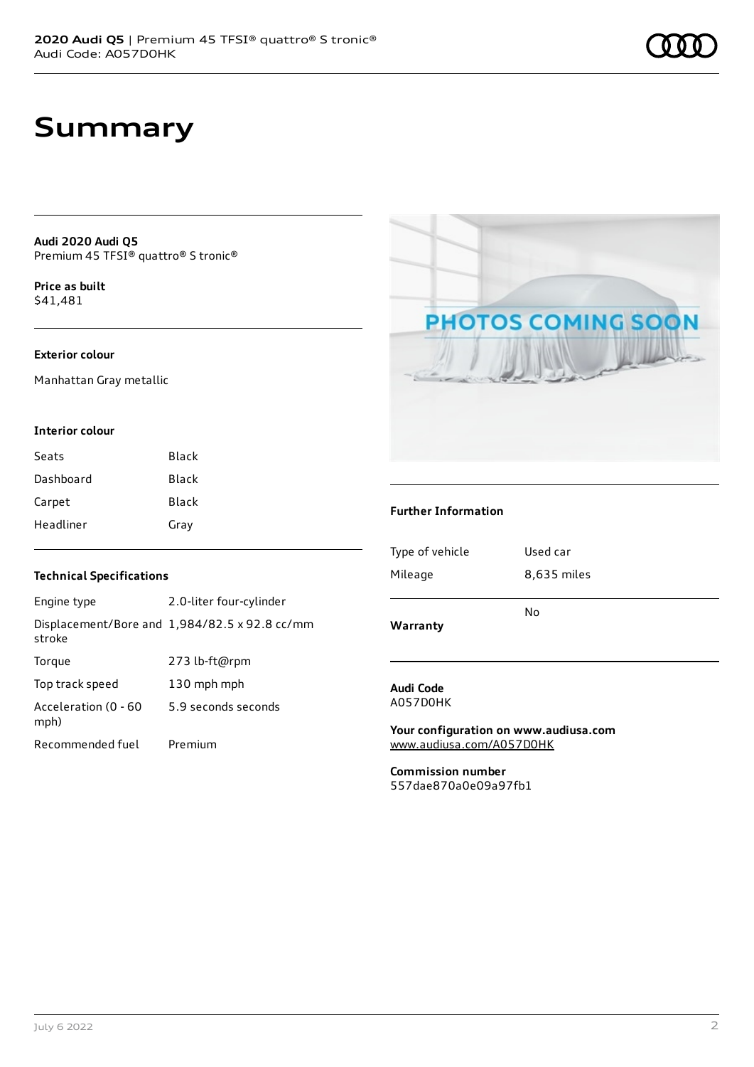# Summary

**Audi 2020 Audi Q5**
Premium 45 TFSI® quattro® S tronic®

**Price as built**
$41,481

### Exterior colour

Manhattan Gray metallic

### Interior colour

| Seats | Black |
| --- | --- |
| Dashboard | Black |
| Carpet | Black |
| Headliner | Gray |

### Technical Specifications

| Engine type | 2.0-liter four-cylinder |
| --- | --- |
| Displacement/Bore and stroke | 1,984/82.5 x 92.8 cc/mm |
| Torque | 273 lb-ft@rpm |
| Top track speed | 130 mph mph |
| Acceleration (0 - 60 mph) | 5.9 seconds seconds |
| Recommended fuel | Premium |

### Further Information

| Type of vehicle | Used car |
| --- | --- |
| Mileage | 8,635 miles |
| **Warranty** | No |

**Audi Code**
A057D0HK

**Your configuration on www.audiusa.com**
www.audiusa.com/A057D0HK

**Commission number**
557dae870a0e09a97fb1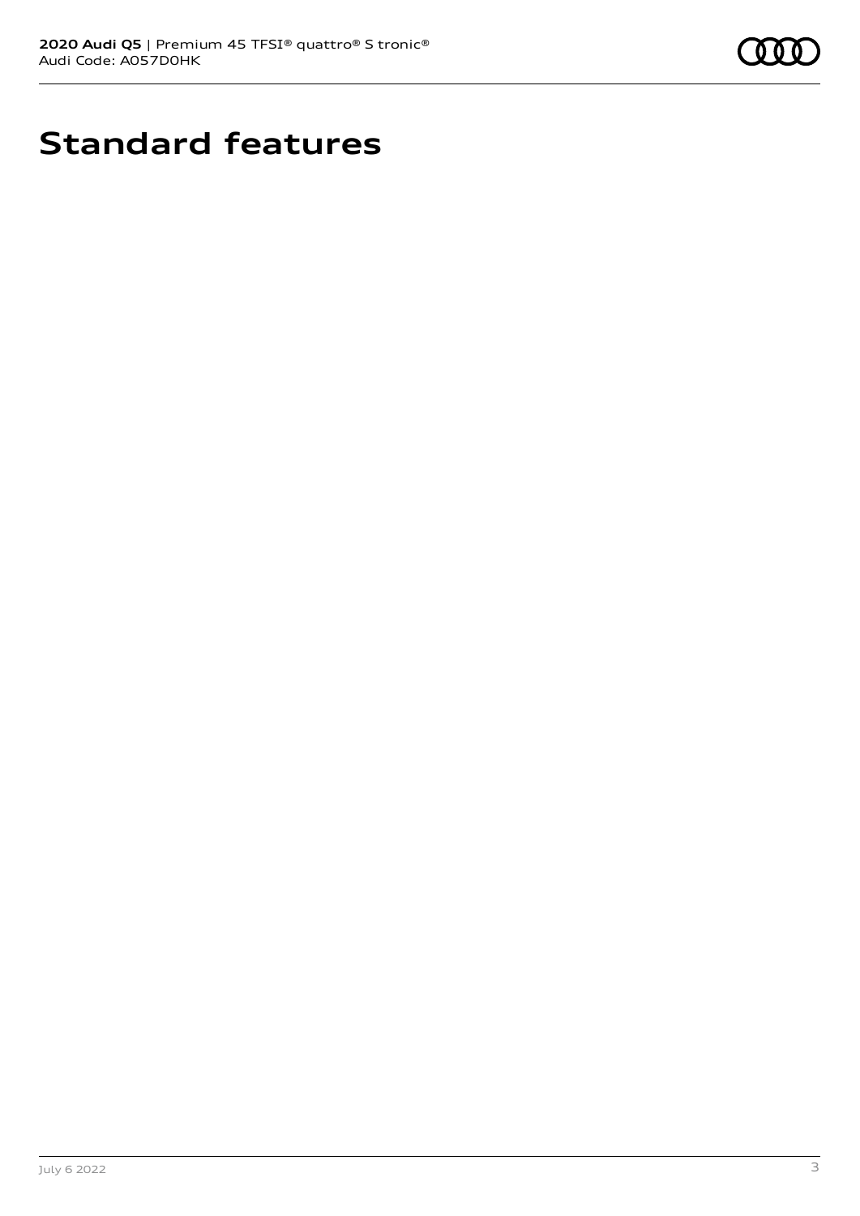# Standard features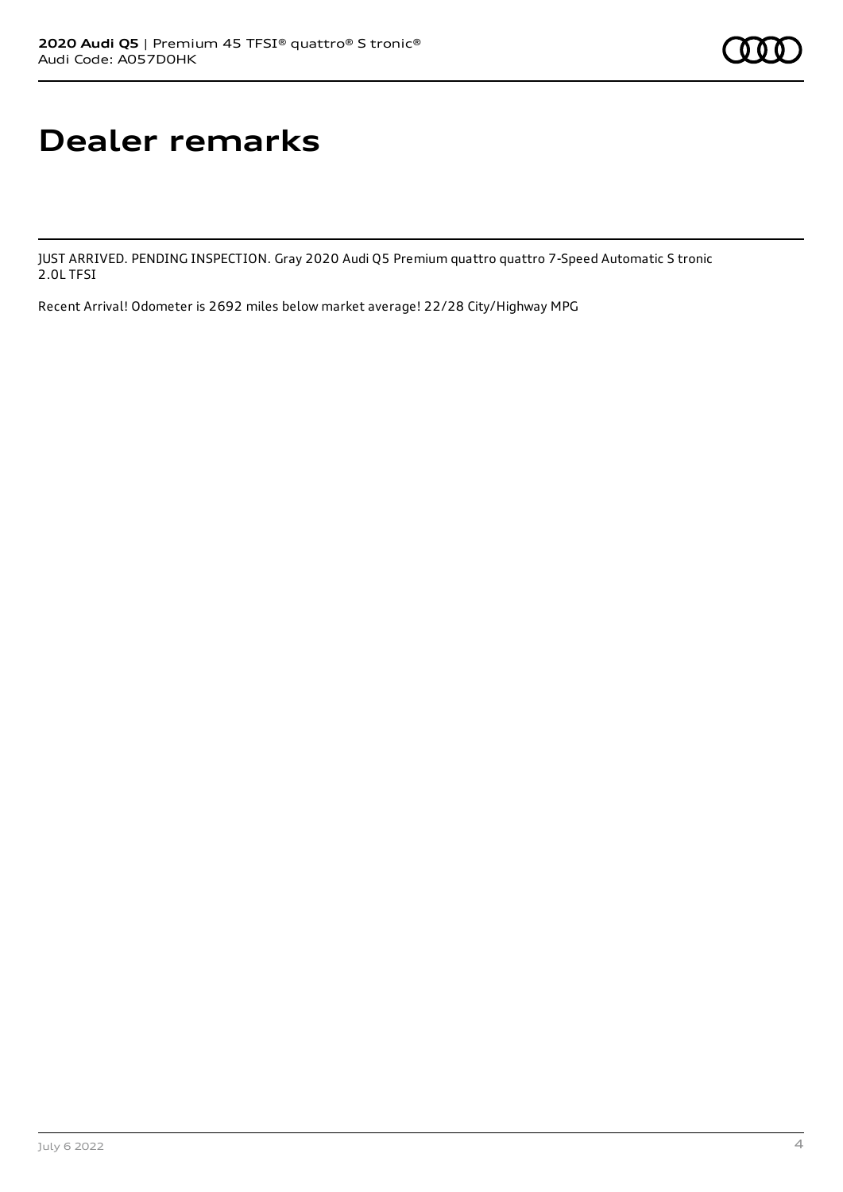# Dealer remarks

JUST ARRIVED. PENDING INSPECTION. Gray 2020 Audi Q5 Premium quattro quattro 7-Speed Automatic S tronic 2.0L TFSI

Recent Arrival! Odometer is 2692 miles below market average! 22/28 City/Highway MPG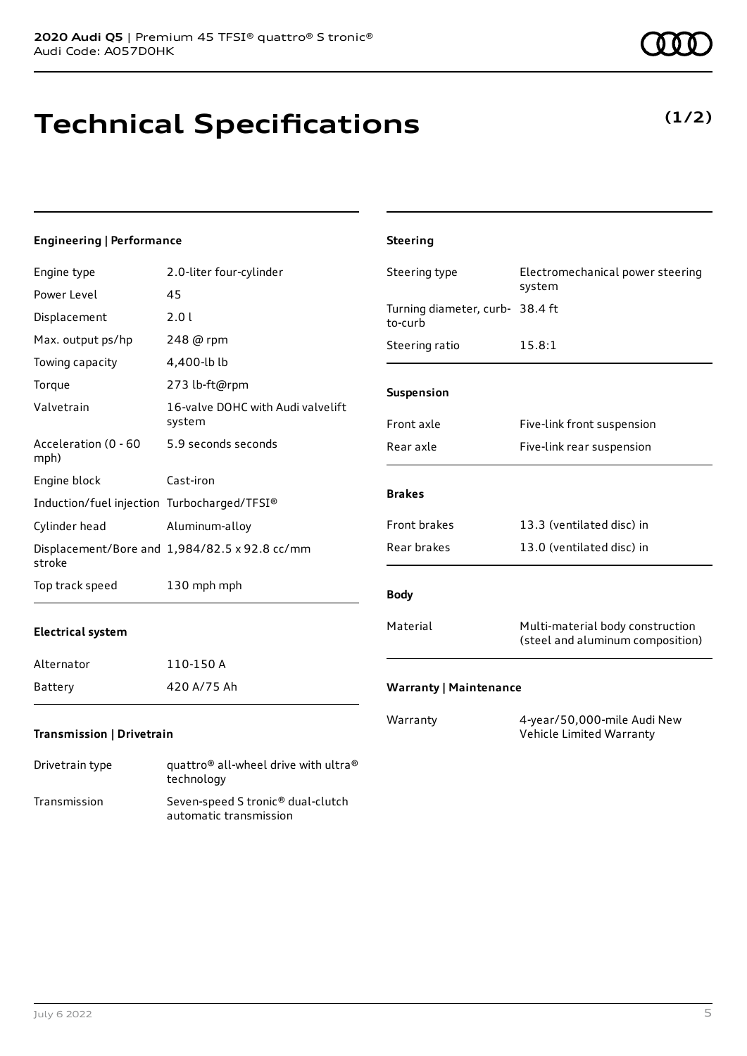# Technical Specifications

**(1/2)**

### Engineering | Performance

| | |
|---|---|
| Engine type | 2.0-liter four-cylinder |
| Power Level | 45 |
| Displacement | 2.0 l |
| Max. output ps/hp | 248 @ rpm |
| Towing capacity | 4,400-lb lb |
| Torque | 273 lb-ft@rpm |
| Valvetrain | 16-valve DOHC with Audi valvelift system |
| Acceleration (0 - 60 mph) | 5.9 seconds seconds |
| Engine block | Cast-iron |
| Induction/fuel injection | Turbocharged/TFSI® |
| Cylinder head | Aluminum-alloy |
| Displacement/Bore and stroke | 1,984/82.5 x 92.8 cc/mm |
| Top track speed | 130 mph mph |

### Electrical system

| | |
|---|---|
| Alternator | 110-150 A |
| Battery | 420 A/75 Ah |

### Transmission | Drivetrain

| | |
|---|---|
| Drivetrain type | quattro® all-wheel drive with ultra® technology |
| Transmission | Seven-speed S tronic® dual-clutch automatic transmission |

### Steering

| | |
|---|---|
| Steering type | Electromechanical power steering system |
| Turning diameter, curb-to-curb | 38.4 ft |
| Steering ratio | 15.8:1 |

### Suspension

| | |
|---|---|
| Front axle | Five-link front suspension |
| Rear axle | Five-link rear suspension |

### Brakes

| | |
|---|---|
| Front brakes | 13.3 (ventilated disc) in |
| Rear brakes | 13.0 (ventilated disc) in |

### Body

| | |
|---|---|
| Material | Multi-material body construction (steel and aluminum composition) |

### Warranty | Maintenance

| | |
|---|---|
| Warranty | 4-year/50,000-mile Audi New Vehicle Limited Warranty |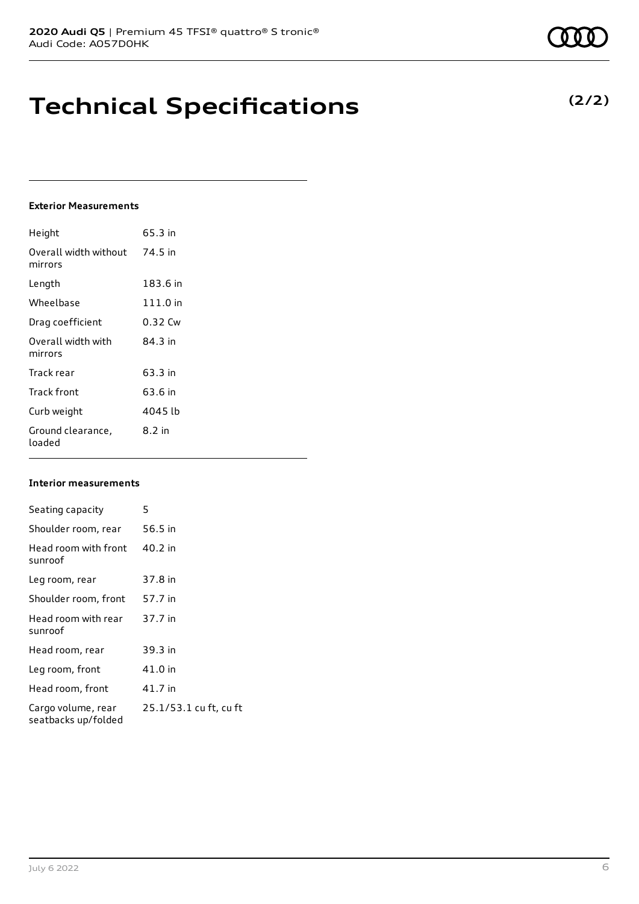# Technical Specifications

**(2/2)**

#### Exterior Measurements

| | |
|---|---|
| Height | 65.3 in |
| Overall width without mirrors | 74.5 in |
| Length | 183.6 in |
| Wheelbase | 111.0 in |
| Drag coefficient | 0.32 Cw |
| Overall width with mirrors | 84.3 in |
| Track rear | 63.3 in |
| Track front | 63.6 in |
| Curb weight | 4045 lb |
| Ground clearance, loaded | 8.2 in |

#### Interior measurements

| | |
|---|---|
| Seating capacity | 5 |
| Shoulder room, rear | 56.5 in |
| Head room with front sunroof | 40.2 in |
| Leg room, rear | 37.8 in |
| Shoulder room, front | 57.7 in |
| Head room with rear sunroof | 37.7 in |
| Head room, rear | 39.3 in |
| Leg room, front | 41.0 in |
| Head room, front | 41.7 in |
| Cargo volume, rear seatbacks up/folded | 25.1/53.1 cu ft, cu ft |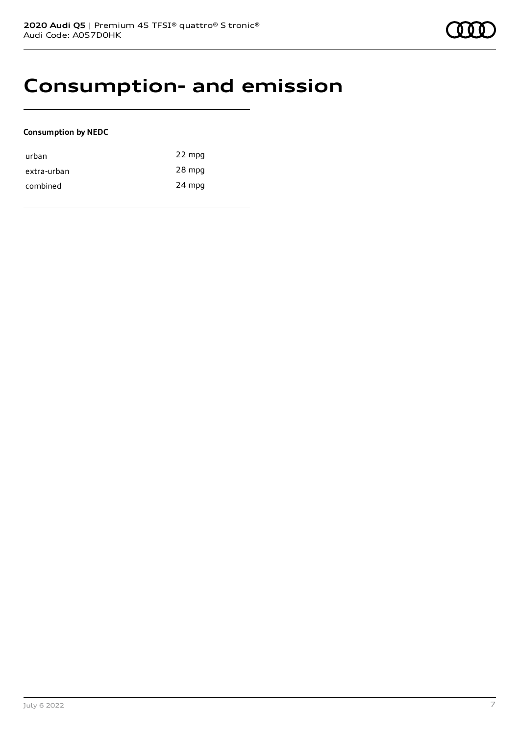# Consumption- and emission

**Consumption by NEDC**

| | |
|---|---|
| urban | 22 mpg |
| extra-urban | 28 mpg |
| combined | 24 mpg |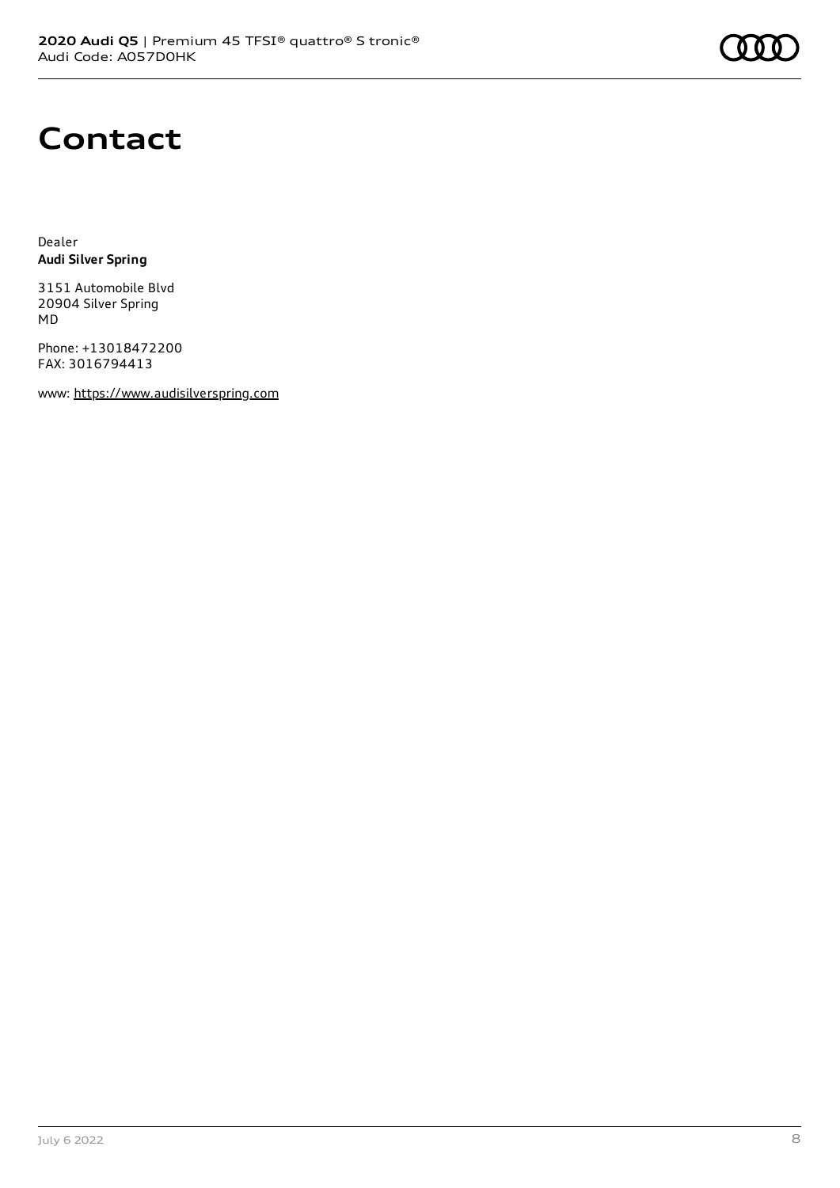# Contact

Dealer
**Audi Silver Spring**

3151 Automobile Blvd
20904 Silver Spring
MD

Phone: +13018472200
FAX: 3016794413

www: https://www.audisilverspring.com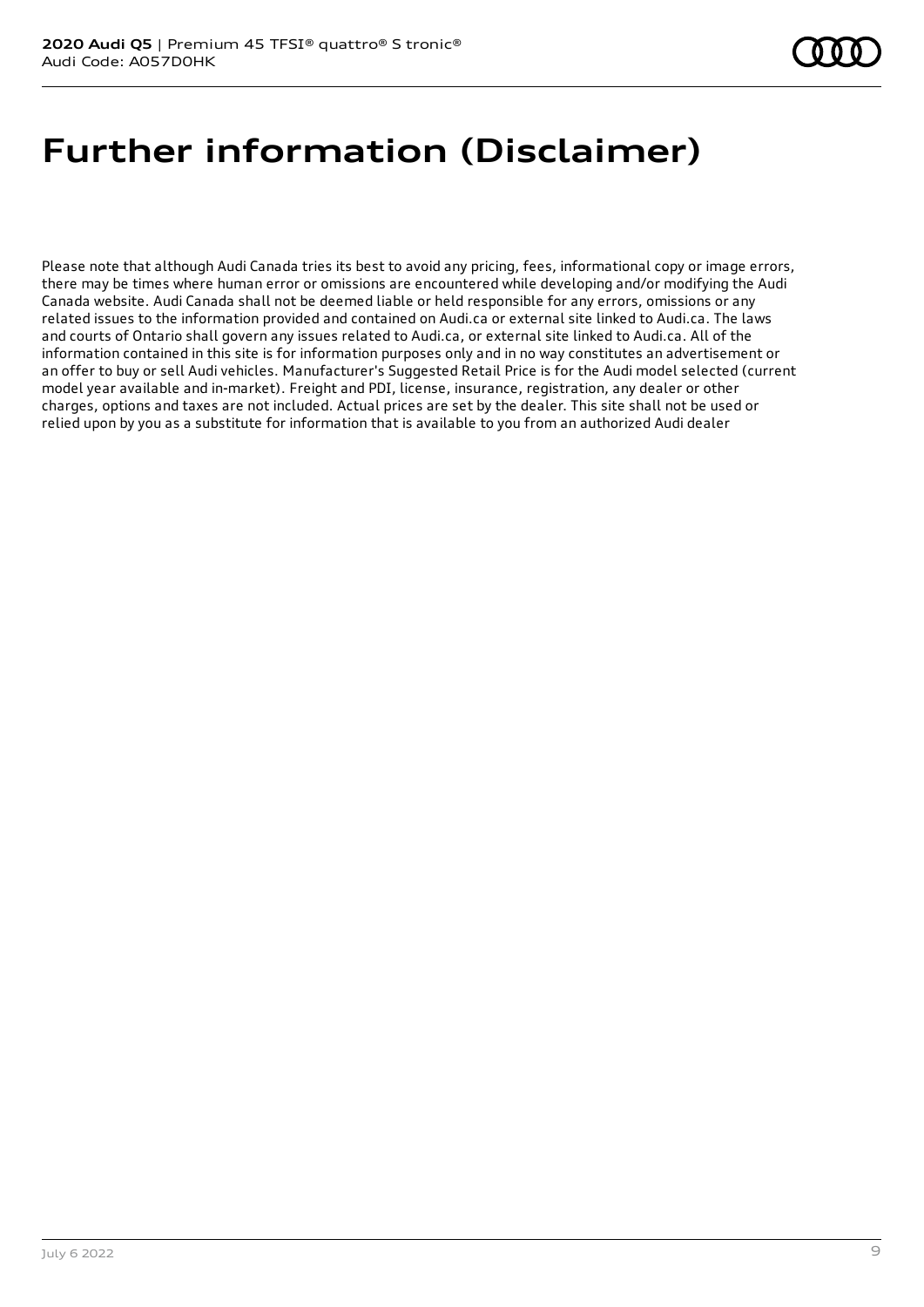# Further information (Disclaimer)

Please note that although Audi Canada tries its best to avoid any pricing, fees, informational copy or image errors, there may be times where human error or omissions are encountered while developing and/or modifying the Audi Canada website. Audi Canada shall not be deemed liable or held responsible for any errors, omissions or any related issues to the information provided and contained on Audi.ca or external site linked to Audi.ca. The laws and courts of Ontario shall govern any issues related to Audi.ca, or external site linked to Audi.ca. All of the information contained in this site is for information purposes only and in no way constitutes an advertisement or an offer to buy or sell Audi vehicles. Manufacturer's Suggested Retail Price is for the Audi model selected (current model year available and in-market). Freight and PDI, license, insurance, registration, any dealer or other charges, options and taxes are not included. Actual prices are set by the dealer. This site shall not be used or relied upon by you as a substitute for information that is available to you from an authorized Audi dealer